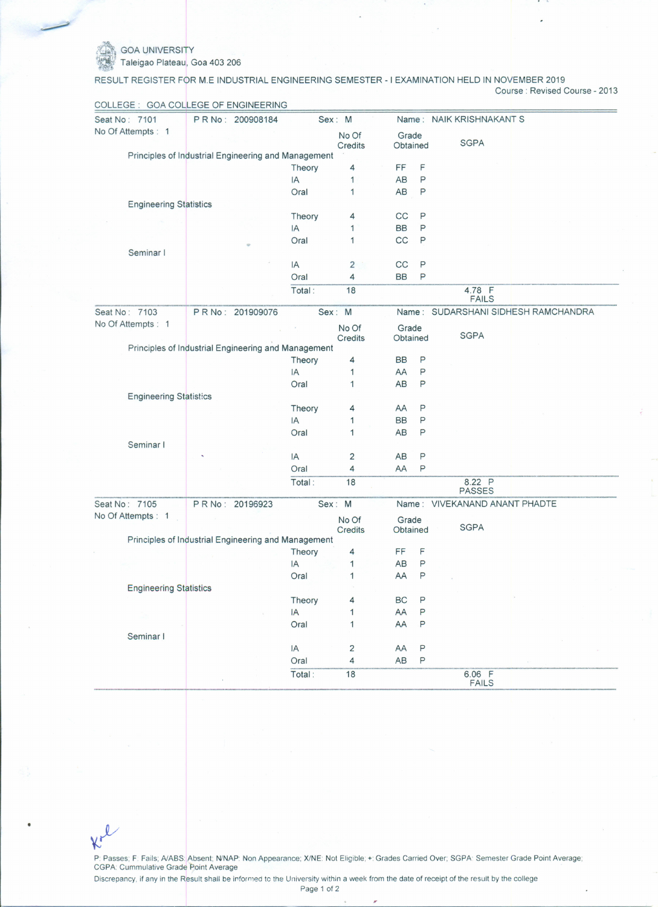GOA UNIVERSITY
Taleigao Plateau, Goa 403 206

RESULT REGISTER FOR M.E INDUSTRIAL ENGINEERING SEMESTER - I EXAMINATION HELD IN NOVEMBER 2019

Course : Revised Course - 2013

COLLEGE : GOA COLLEGE OF ENGINEERING

---

Seat No : 7101 | P R No : 200908184 | Sex : M | Name : NAIK KRISHNAKANT S

No Of Attempts : 1

| Subject | Component | No Of Credits | Grade Obtained | | SGPA |
|---|---|---|---|---|---|
| Principles of Industrial Engineering and Management | | | | | |
| | Theory | 4 | FF | F | |
| | IA | 1 | AB | P | |
| | Oral | 1 | AB | P | |
| Engineering Statistics | | | | | |
| | Theory | 4 | CC | P | |
| | IA | 1 | BB | P | |
| | Oral | 1 | CC | P | |
| Seminar I | | | | | |
| | IA | 2 | CC | P | |
| | Oral | 4 | BB | P | |
| | Total : | 18 | | | 4.78 F FAILS |

---

Seat No : 7103 | P R No : 201909076 | Sex : M | Name : SUDARSHANI SIDHESH RAMCHANDRA

No Of Attempts : 1

| Subject | Component | No Of Credits | Grade Obtained | | SGPA |
|---|---|---|---|---|---|
| Principles of Industrial Engineering and Management | | | | | |
| | Theory | 4 | BB | P | |
| | IA | 1 | AA | P | |
| | Oral | 1 | AB | P | |
| Engineering Statistics | | | | | |
| | Theory | 4 | AA | P | |
| | IA | 1 | BB | P | |
| | Oral | 1 | AB | P | |
| Seminar I | | | | | |
| | IA | 2 | AB | P | |
| | Oral | 4 | AA | P | |
| | Total : | 18 | | | 8.22 P PASSES |

---

Seat No : 7105 | P R No : 20196923 | Sex : M | Name : VIVEKANAND ANANT PHADTE

No Of Attempts : 1

| Subject | Component | No Of Credits | Grade Obtained | | SGPA |
|---|---|---|---|---|---|
| Principles of Industrial Engineering and Management | | | | | |
| | Theory | 4 | FF | F | |
| | IA | 1 | AB | P | |
| | Oral | 1 | AA | P | |
| Engineering Statistics | | | | | |
| | Theory | 4 | BC | P | |
| | IA | 1 | AA | P | |
| | Oral | 1 | AA | P | |
| Seminar I | | | | | |
| | IA | 2 | AA | P | |
| | Oral | 4 | AB | P | |
| | Total : | 18 | | | 6.06 F FAILS |

---

P: Passes; F: Fails; A/ABS: Absent; N/NAP: Non Appearance; X/NE: Not Eligible; +: Grades Carried Over; SGPA: Semester Grade Point Average; CGPA: Cummulative Grade Point Average

Discrepancy, if any in the Result shall be informed to the University within a week from the date of receipt of the result by the college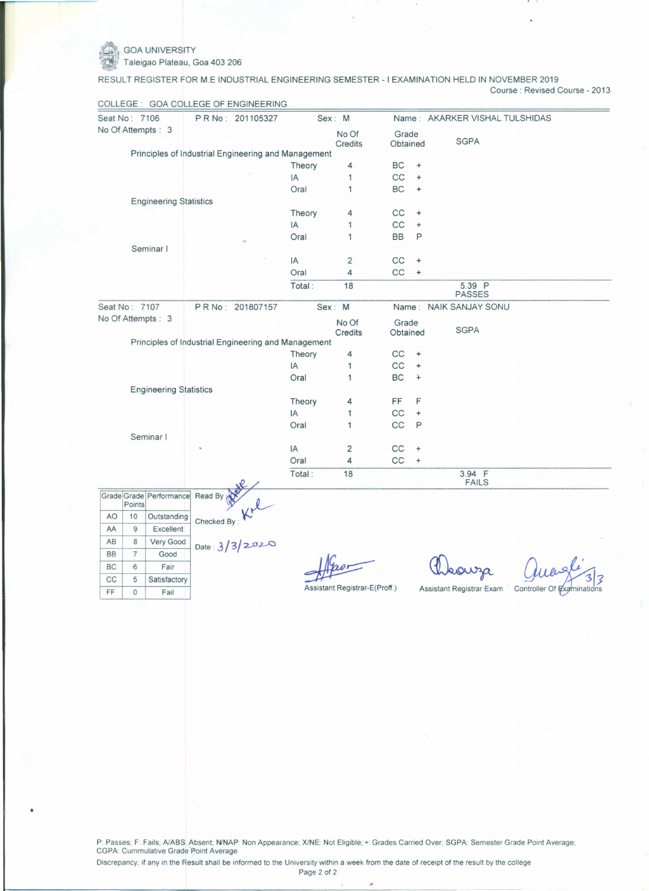GOA UNIVERSITY
Taleigao Plateau, Goa 403 206

RESULT REGISTER FOR M.E INDUSTRIAL ENGINEERING SEMESTER - I EXAMINATION HELD IN NOVEMBER 2019

Course : Revised Course - 2013

COLLEGE : GOA COLLEGE OF ENGINEERING

Seat No : 7106 | P R No : 201105327 | Sex : M | Name : AKARKER VISHAL TULSHIDAS

No Of Attempts : 3

| Subject | Component | No Of Credits | Grade Obtained | | SGPA |
|---|---|---|---|---|---|
| Principles of Industrial Engineering and Management | | | | | |
| | Theory | 4 | BC | + | |
| | IA | 1 | CC | + | |
| | Oral | 1 | BC | + | |
| Engineering Statistics | | | | | |
| | Theory | 4 | CC | + | |
| | IA | 1 | CC | + | |
| | Oral | 1 | BB | P | |
| Seminar I | | | | | |
| | IA | 2 | CC | + | |
| | Oral | 4 | CC | + | |
| | Total : | 18 | | | 5.39 P PASSES |

Seat No : 7107 | P R No : 201807157 | Sex : M | Name : NAIK SANJAY SONU

No Of Attempts : 3

| Subject | Component | No Of Credits | Grade Obtained | | SGPA |
|---|---|---|---|---|---|
| Principles of Industrial Engineering and Management | | | | | |
| | Theory | 4 | CC | + | |
| | IA | 1 | CC | + | |
| | Oral | 1 | BC | + | |
| Engineering Statistics | | | | | |
| | Theory | 4 | FF | F | |
| | IA | 1 | CC | + | |
| | Oral | 1 | CC | P | |
| Seminar I | | | | | |
| | IA | 2 | CC | + | |
| | Oral | 4 | CC | + | |
| | Total : | 18 | | | 3.94 F FAILS |

| Grade | Grade Points | Performance |
|---|---|---|
| AO | 10 | Outstanding |
| AA | 9 | Excellent |
| AB | 8 | Very Good |
| BB | 7 | Good |
| BC | 6 | Fair |
| CC | 5 | Satisfactory |
| FF | 0 | Fail |

Read By :

Checked By :

Date : 3/3/2020

Assistant Registrar-E(Proff.) Assistant Registrar Exam Controller Of Examinations

P: Passes; F: Fails; A/ABS: Absent; N/NAP: Non Appearance; X/NE: Not Eligible; +: Grades Carried Over; SGPA: Semester Grade Point Average; CGPA: Cummulative Grade Point Average

Discrepancy, if any in the Result shall be informed to the University within a week from the date of receipt of the result by the college